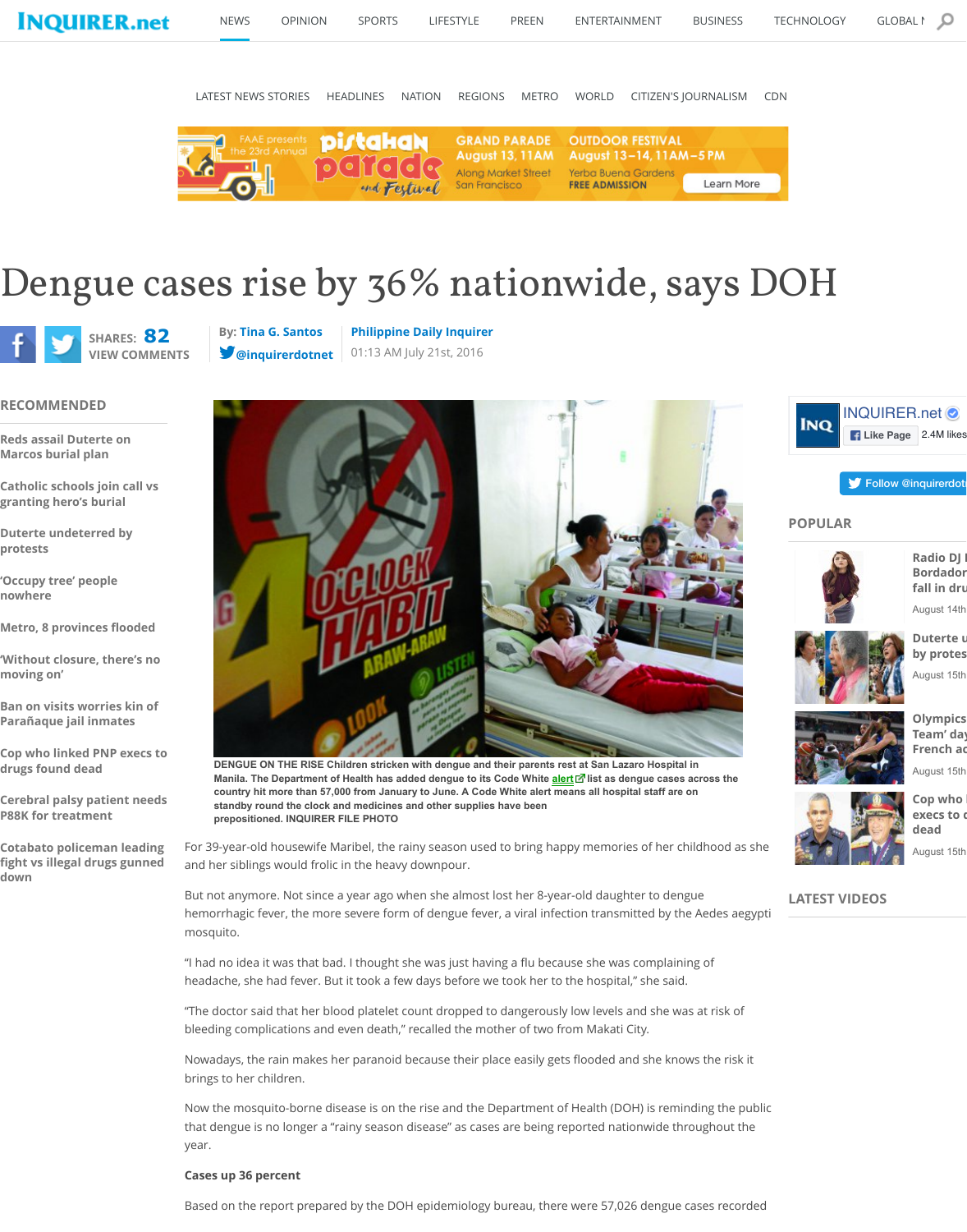# Dengue cases rise by 36% nationwide, says DOH

By: Tina G. Santos
Philippine Daily Inquirer
01:13 AM July 21st, 2016

DENGUE ON THE RISE Children stricken with dengue and their parents rest at San Lazaro Hospital in Manila. The Department of Health has added dengue to its Code White alert list as dengue cases across the country hit more than 57,000 from January to June. A Code White alert means all hospital staff are on standby round the clock and medicines and other supplies have been prepositioned. INQUIRER FILE PHOTO

For 39-year-old housewife Maribel, the rainy season used to bring happy memories of her childhood as she and her siblings would frolic in the heavy downpour.

But not anymore. Not since a year ago when she almost lost her 8-year-old daughter to dengue hemorrhagic fever, the more severe form of dengue fever, a viral infection transmitted by the Aedes aegypti mosquito.

"I had no idea it was that bad. I thought she was just having a flu because she was complaining of headache, she had fever. But it took a few days before we took her to the hospital," she said.

"The doctor said that her blood platelet count dropped to dangerously low levels and she was at risk of bleeding complications and even death," recalled the mother of two from Makati City.

Nowadays, the rain makes her paranoid because their place easily gets flooded and she knows the risk it brings to her children.

Now the mosquito-borne disease is on the rise and the Department of Health (DOH) is reminding the public that dengue is no longer a "rainy season disease" as cases are being reported nationwide throughout the year.

**Cases up 36 percent**

Based on the report prepared by the DOH epidemiology bureau, there were 57,026 dengue cases recorded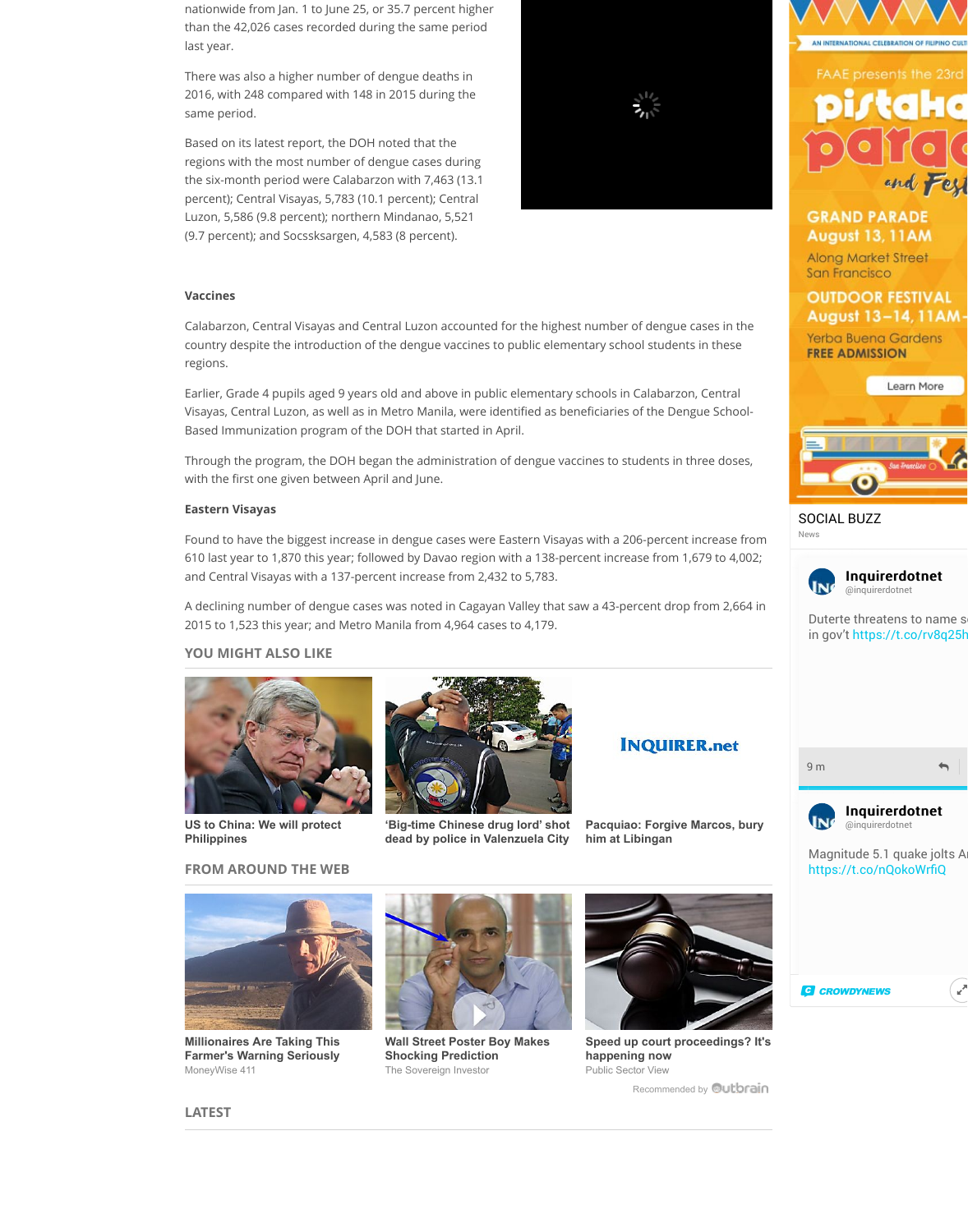nationwide from Jan. 1 to June 25, or 35.7 percent higher than the 42,026 cases recorded during the same period last year.

There was also a higher number of dengue deaths in 2016, with 248 compared with 148 in 2015 during the same period.

Based on its latest report, the DOH noted that the regions with the most number of dengue cases during the six-month period were Calabarzon with 7,463 (13.1 percent); Central Visayas, 5,783 (10.1 percent); Central Luzon, 5,586 (9.8 percent); northern Mindanao, 5,521 (9.7 percent); and Socsksargen, 4,583 (8 percent).

**Vaccines**

Calabarzon, Central Visayas and Central Luzon accounted for the highest number of dengue cases in the country despite the introduction of the dengue vaccines to public elementary school students in these regions.

Earlier, Grade 4 pupils aged 9 years old and above in public elementary schools in Calabarzon, Central Visayas, Central Luzon, as well as in Metro Manila, were identified as beneficiaries of the Dengue School-Based Immunization program of the DOH that started in April.

Through the program, the DOH began the administration of dengue vaccines to students in three doses, with the first one given between April and June.

**Eastern Visayas**

Found to have the biggest increase in dengue cases were Eastern Visayas with a 206-percent increase from 610 last year to 1,870 this year; followed by Davao region with a 138-percent increase from 1,679 to 4,002; and Central Visayas with a 137-percent increase from 2,432 to 5,783.

A declining number of dengue cases was noted in Cagayan Valley that saw a 43-percent drop from 2,664 in 2015 to 1,523 this year; and Metro Manila from 4,964 cases to 4,179.

## YOU MIGHT ALSO LIKE

- US to China: We will protect Philippines
- 'Big-time Chinese drug lord' shot dead by police in Valenzuela City
- Pacquiao: Forgive Marcos, bury him at Libingan

## FROM AROUND THE WEB

- Millionaires Are Taking This Farmer's Warning Seriously — MoneyWise 411
- Wall Street Poster Boy Makes Shocking Prediction — The Sovereign Investor
- Speed up court proceedings? It's happening now — Public Sector View

Recommended by Outbrain

## LATEST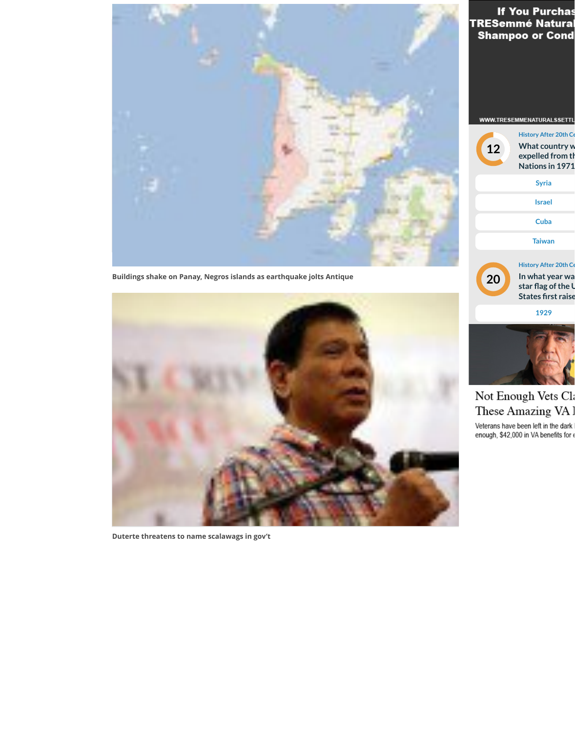Buildings shake on Panay, Negros islands as earthquake jolts Antique

Duterte threatens to name scalawags in gov't

If You Purchas
TRESemmé Natural
Shampoo or Cond

WWW.TRESEMMENATURALSSETTL

History After 20th Ce

12

What country w
expelled from th
Nations in 1971

- Syria
- Israel
- Cuba
- Taiwan

History After 20th Ce

20

In what year wa
star flag of the U
States first raise

- 1929

Not Enough Vets Cla
These Amazing VA I

Veterans have been left in the dark
enough, $42,000 in VA benefits for e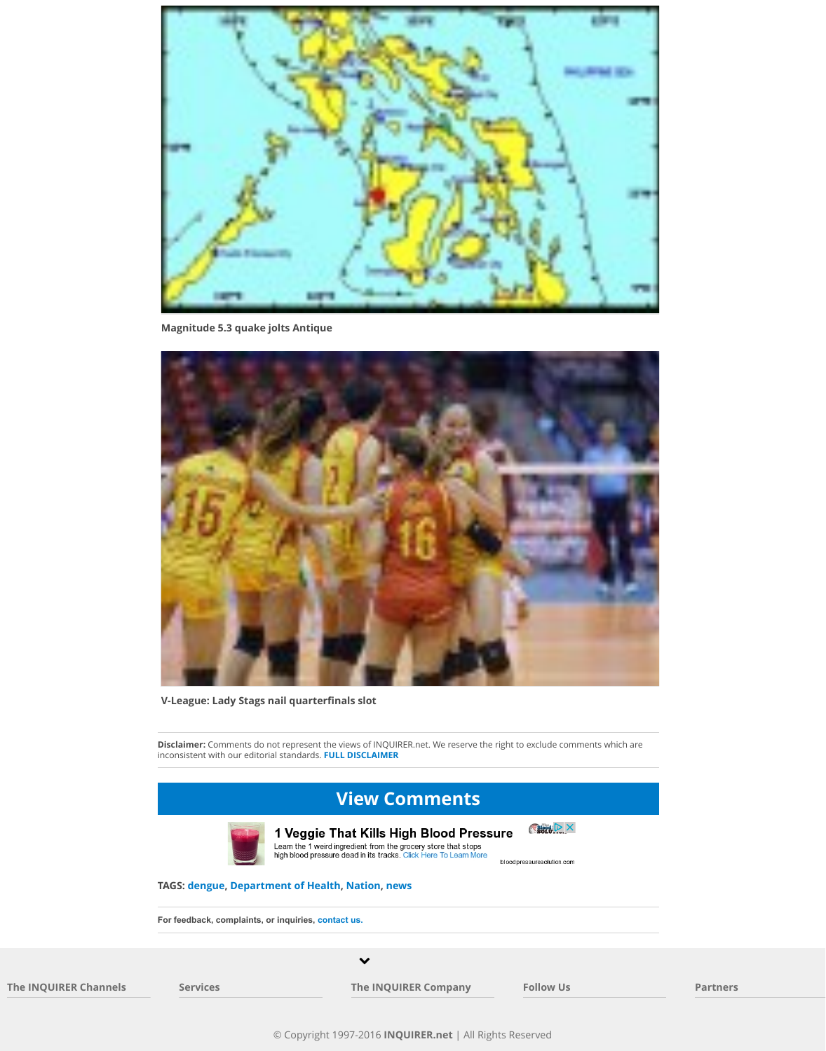Magnitude 5.3 quake jolts Antique

V-League: Lady Stags nail quarterfinals slot

**Disclaimer:** Comments do not represent the views of INQUIRER.net. We reserve the right to exclude comments which are inconsistent with our editorial standards. **FULL DISCLAIMER**

**View Comments**

**1 Veggie That Kills High Blood Pressure**

Learn the 1 weird ingredient from the grocery store that stops high blood pressure dead in its tracks. Click Here To Learn More

bloodpressuresolution.com

**TAGS:** **dengue**, **Department of Health**, **Nation**, **news**

**For feedback, complaints, or inquiries, contact us.**

The INQUIRER Channels

Services

The INQUIRER Company

Follow Us

Partners

© Copyright 1997-2016 **INQUIRER.net** | All Rights Reserved